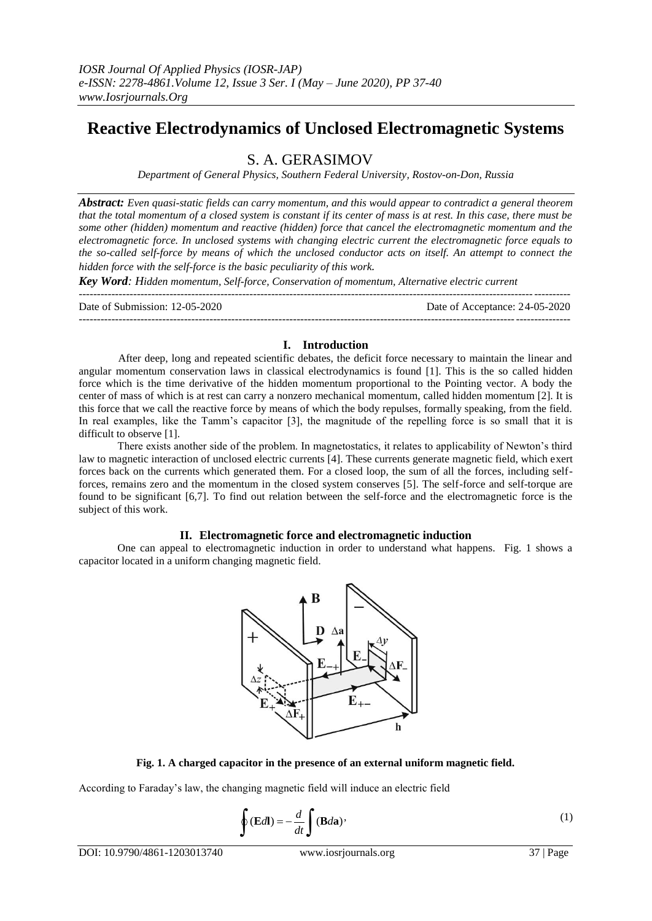# Reactive Electrodynamics of Unclosed Electromagnetic Systems

## S. A. GERASIMOV

*Department of General Physics, Southern Federal University, Rostov-on-Don, Russia*

***Abstract:*** *Even quasi-static fields can carry momentum, and this would appear to contradict a general theorem that the total momentum of a closed system is constant if its center of mass is at rest. In this case, there must be some other (hidden) momentum and reactive (hidden) force that cancel the electromagnetic momentum and the electromagnetic force. In unclosed systems with changing electric current the electromagnetic force equals to the so-called self-force by means of which the unclosed conductor acts on itself. An attempt to connect the hidden force with the self-force is the basic peculiarity of this work.*

***Key Word****: Hidden momentum, Self-force, Conservation of momentum, Alternative electric current*

Date of Submission: 12-05-2020 Date of Acceptance: 24-05-2020

## I. Introduction

After deep, long and repeated scientific debates, the deficit force necessary to maintain the linear and angular momentum conservation laws in classical electrodynamics is found [1]. This is the so called hidden force which is the time derivative of the hidden momentum proportional to the Pointing vector. A body the center of mass of which is at rest can carry a nonzero mechanical momentum, called hidden momentum [2]. It is this force that we call the reactive force by means of which the body repulses, formally speaking, from the field. In real examples, like the Tamm's capacitor [3], the magnitude of the repelling force is so small that it is difficult to observe [1].

There exists another side of the problem. In magnetostatics, it relates to applicability of Newton's third law to magnetic interaction of unclosed electric currents [4]. These currents generate magnetic field, which exert forces back on the currents which generated them. For a closed loop, the sum of all the forces, including self-forces, remains zero and the momentum in the closed system conserves [5]. The self-force and self-torque are found to be significant [6,7]. To find out relation between the self-force and the electromagnetic force is the subject of this work.

## II. Electromagnetic force and electromagnetic induction

One can appeal to electromagnetic induction in order to understand what happens. Fig. 1 shows a capacitor located in a uniform changing magnetic field.

**Fig. 1. A charged capacitor in the presence of an external uniform magnetic field.**

According to Faraday's law, the changing magnetic field will induce an electric field

$$\oint(\mathbf{E}d\mathbf{l}) = -\frac{d}{dt}\int(\mathbf{B}d\mathbf{a}), \tag{1}$$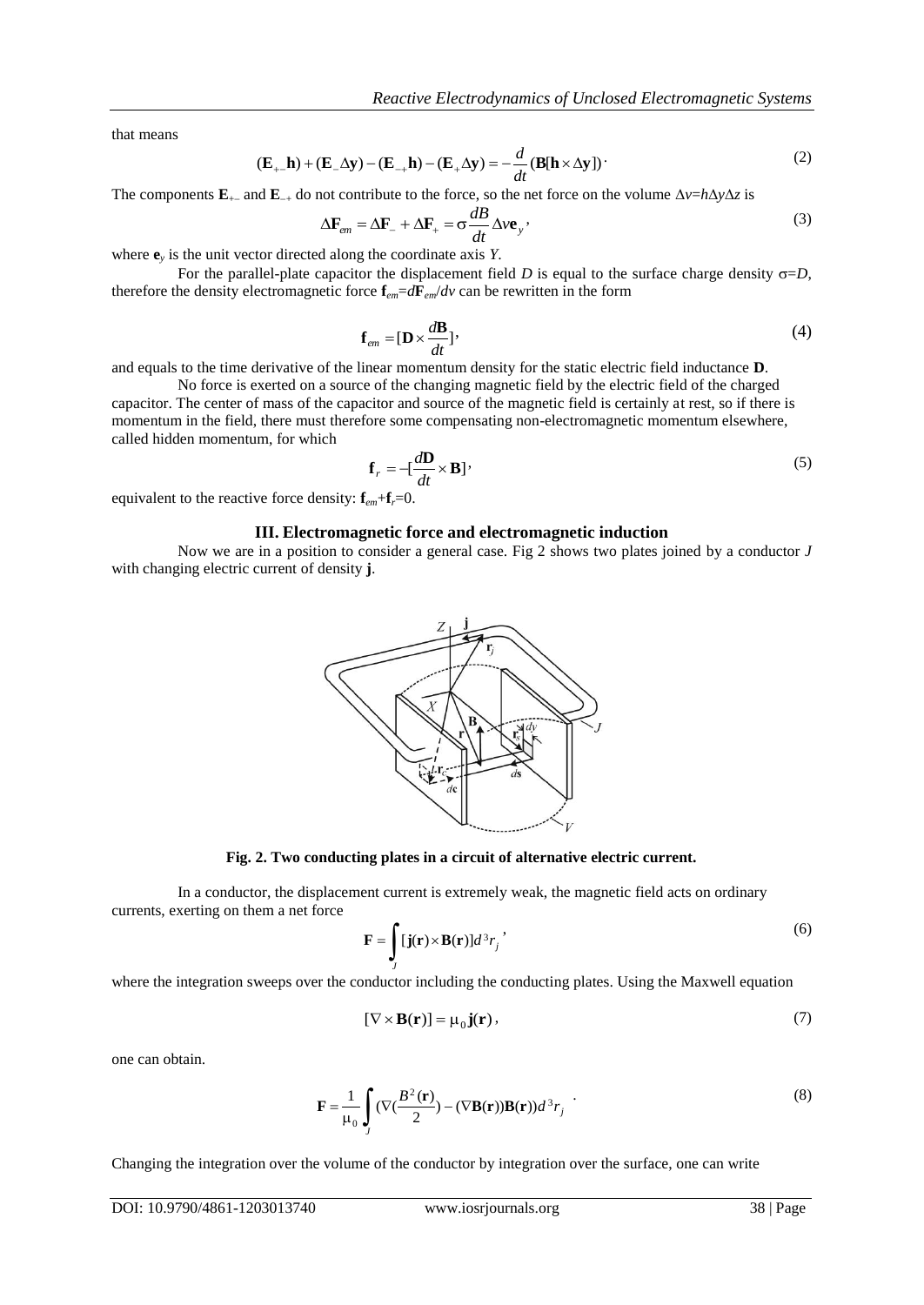that means

$$(\mathbf{E}_{+-}\mathbf{h}) + (\mathbf{E}_{-}\Delta\mathbf{y}) - (\mathbf{E}_{-+}\mathbf{h}) - (\mathbf{E}_{+}\Delta\mathbf{y}) = -\frac{d}{dt}(\mathbf{B}[\mathbf{h}\times\Delta\mathbf{y}])\cdot \tag{2}$$

The components $\mathbf{E}_{+-}$ and $\mathbf{E}_{-+}$ do not contribute to the force, so the net force on the volume $\Delta v = h\Delta y\Delta z$ is

$$\Delta\mathbf{F}_{em} = \Delta\mathbf{F}_{-} + \Delta\mathbf{F}_{+} = \sigma\frac{dB}{dt}\Delta v\mathbf{e}_{y}, \tag{3}$$

where $\mathbf{e}_y$ is the unit vector directed along the coordinate axis *Y*.

For the parallel-plate capacitor the displacement field *D* is equal to the surface charge density $\sigma = D$, therefore the density electromagnetic force $\mathbf{f}_{em} = d\mathbf{F}_{em}/dv$ can be rewritten in the form

$$\mathbf{f}_{em} = [\mathbf{D}\times\frac{d\mathbf{B}}{dt}], \tag{4}$$

and equals to the time derivative of the linear momentum density for the static electric field inductance **D**.

No force is exerted on a source of the changing magnetic field by the electric field of the charged capacitor. The center of mass of the capacitor and source of the magnetic field is certainly at rest, so if there is momentum in the field, there must therefore some compensating non-electromagnetic momentum elsewhere, called hidden momentum, for which

$$\mathbf{f}_{r} = -[\frac{d\mathbf{D}}{dt}\times\mathbf{B}], \tag{5}$$

equivalent to the reactive force density: $\mathbf{f}_{em} + \mathbf{f}_r = 0$.

## III. Electromagnetic force and electromagnetic induction

Now we are in a position to consider a general case. Fig 2 shows two plates joined by a conductor *J* with changing electric current of density **j**.

**Fig. 2. Two conducting plates in a circuit of alternative electric current.**

In a conductor, the displacement current is extremely weak, the magnetic field acts on ordinary currents, exerting on them a net force

$$\mathbf{F} = \int_{J}[\mathbf{j}(\mathbf{r})\times\mathbf{B}(\mathbf{r})]d^{3}r_{j}, \tag{6}$$

where the integration sweeps over the conductor including the conducting plates. Using the Maxwell equation

$$[\nabla\times\mathbf{B}(\mathbf{r})] = \mu_0\mathbf{j}(\mathbf{r}), \tag{7}$$

one can obtain.

$$\mathbf{F} = \frac{1}{\mu_0}\int_{J}(\nabla(\frac{B^2(\mathbf{r})}{2}) - (\nabla\mathbf{B}(\mathbf{r}))\mathbf{B}(\mathbf{r}))d^{3}r_{j}\ . \tag{8}$$

Changing the integration over the volume of the conductor by integration over the surface, one can write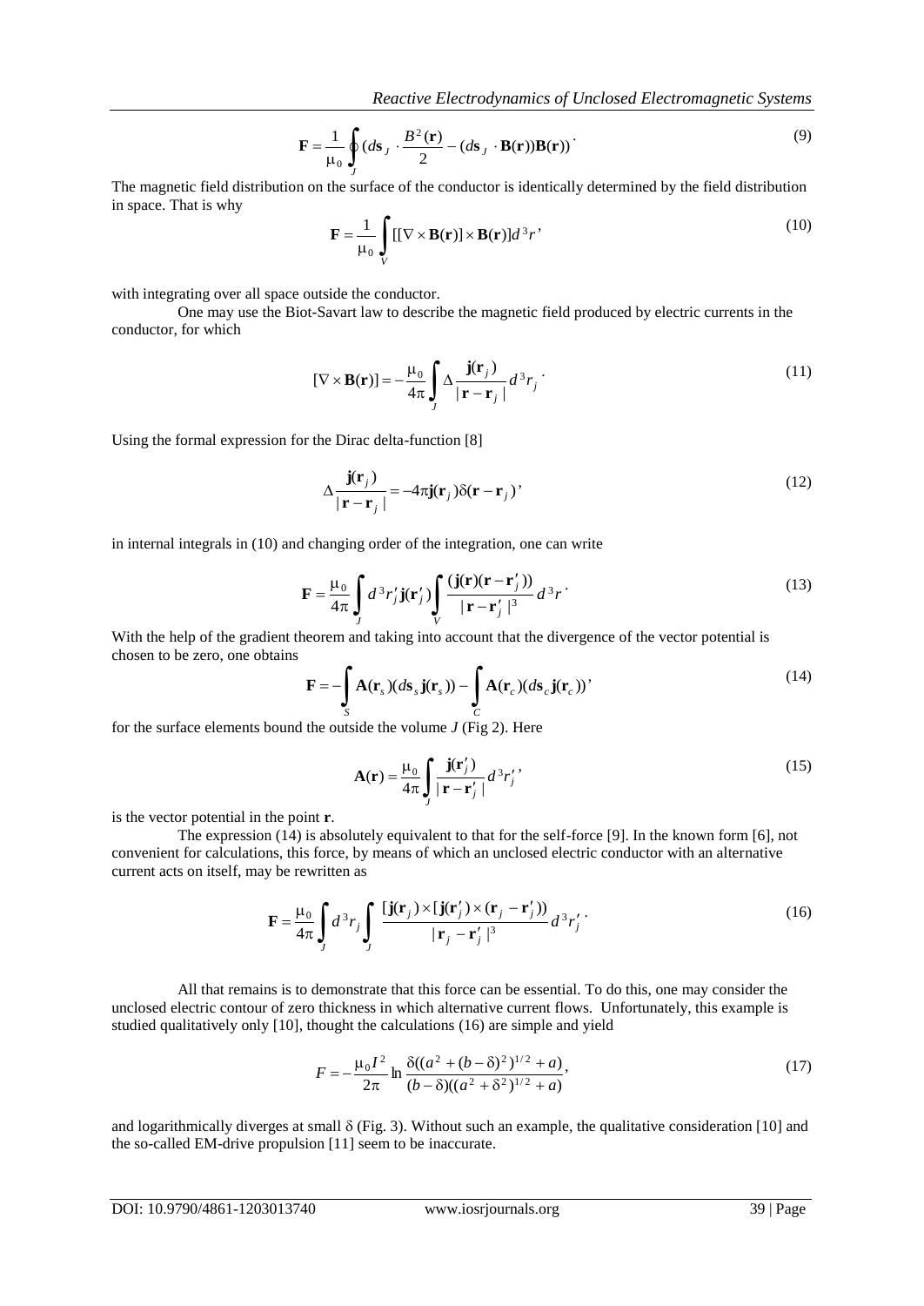$$\mathbf{F} = \frac{1}{\mu_0} \oint_J (d\mathbf{s}_J \cdot \frac{B^2(\mathbf{r})}{2} - (d\mathbf{s}_J \cdot \mathbf{B}(\mathbf{r}))\mathbf{B}(\mathbf{r})) \cdot \tag{9}$$

The magnetic field distribution on the surface of the conductor is identically determined by the field distribution in space. That is why

$$\mathbf{F} = \frac{1}{\mu_0} \int_V [[\nabla \times \mathbf{B}(\mathbf{r})] \times \mathbf{B}(\mathbf{r})] d^3 r, \tag{10}$$

with integrating over all space outside the conductor.

One may use the Biot-Savart law to describe the magnetic field produced by electric currents in the conductor, for which

$$[\nabla \times \mathbf{B}(\mathbf{r})] = -\frac{\mu_0}{4\pi} \int_J \Delta \frac{\mathbf{j}(\mathbf{r}_j)}{|\mathbf{r} - \mathbf{r}_j|} d^3 r_j \cdot \tag{11}$$

Using the formal expression for the Dirac delta-function [8]

$$\Delta \frac{\mathbf{j}(\mathbf{r}_j)}{|\mathbf{r} - \mathbf{r}_j|} = -4\pi \mathbf{j}(\mathbf{r}_j) \delta(\mathbf{r} - \mathbf{r}_j), \tag{12}$$

in internal integrals in (10) and changing order of the integration, one can write

$$\mathbf{F} = \frac{\mu_0}{4\pi} \int_J d^3 r_j' \mathbf{j}(\mathbf{r}_j') \int_V \frac{(\mathbf{j}(\mathbf{r})(\mathbf{r} - \mathbf{r}_j'))}{|\mathbf{r} - \mathbf{r}_j'|^3} d^3 r \cdot \tag{13}$$

With the help of the gradient theorem and taking into account that the divergence of the vector potential is chosen to be zero, one obtains

$$\mathbf{F} = -\int_S \mathbf{A}(\mathbf{r}_s)(d\mathbf{s}_s \mathbf{j}(\mathbf{r}_s)) - \int_C \mathbf{A}(\mathbf{r}_c)(d\mathbf{s}_c \mathbf{j}(\mathbf{r}_c)), \tag{14}$$

for the surface elements bound the outside the volume $J$ (Fig 2). Here

$$\mathbf{A}(\mathbf{r}) = \frac{\mu_0}{4\pi} \int_J \frac{\mathbf{j}(\mathbf{r}_j')}{|\mathbf{r} - \mathbf{r}_j'|} d^3 r_j', \tag{15}$$

is the vector potential in the point $\mathbf{r}$.

The expression (14) is absolutely equivalent to that for the self-force [9]. In the known form [6], not convenient for calculations, this force, by means of which an unclosed electric conductor with an alternative current acts on itself, may be rewritten as

$$\mathbf{F} = \frac{\mu_0}{4\pi} \int_J d^3 r_j \int_J \frac{[\mathbf{j}(\mathbf{r}_j) \times [\mathbf{j}(\mathbf{r}_j') \times (\mathbf{r}_j - \mathbf{r}_j'))}{|\mathbf{r}_j - \mathbf{r}_j'|^3} d^3 r_j' \cdot \tag{16}$$

All that remains is to demonstrate that this force can be essential. To do this, one may consider the unclosed electric contour of zero thickness in which alternative current flows. Unfortunately, this example is studied qualitatively only [10], thought the calculations (16) are simple and yield

$$F = -\frac{\mu_0 I^2}{2\pi} \ln \frac{\delta((a^2 + (b-\delta)^2)^{1/2} + a)}{(b-\delta)((a^2 + \delta^2)^{1/2} + a)}, \tag{17}$$

and logarithmically diverges at small $\delta$ (Fig. 3). Without such an example, the qualitative consideration [10] and the so-called EM-drive propulsion [11] seem to be inaccurate.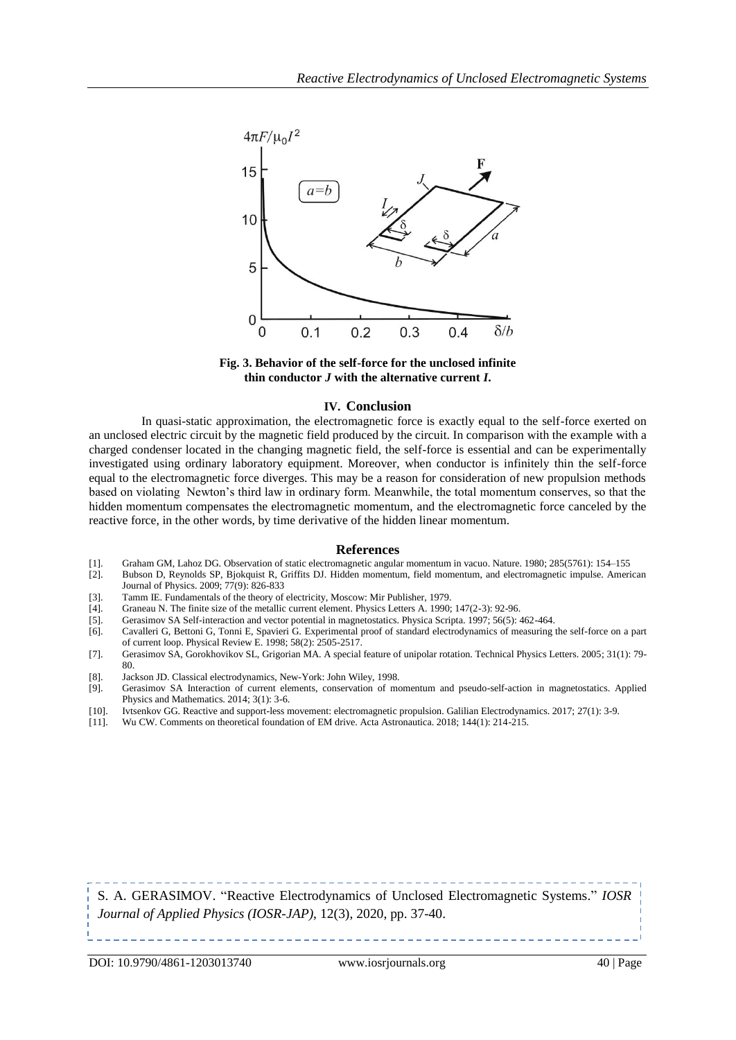$4\pi F/\mu_0 I^2$

15

10

5

0

0 0.1 0.2 0.3 0.4 $\delta/b$

$a=b$

$J$

$\mathbf{F}$

$I$

$\delta$

$\delta$

$a$

$b$

**Fig. 3. Behavior of the self-force for the unclosed infinite thin conductor *J* with the alternative current *I*.**

## IV. Conclusion

In quasi-static approximation, the electromagnetic force is exactly equal to the self-force exerted on an unclosed electric circuit by the magnetic field produced by the circuit. In comparison with the example with a charged condenser located in the changing magnetic field, the self-force is essential and can be experimentally investigated using ordinary laboratory equipment. Moreover, when conductor is infinitely thin the self-force equal to the electromagnetic force diverges. This may be a reason for consideration of new propulsion methods based on violating Newton's third law in ordinary form. Meanwhile, the total momentum conserves, so that the hidden momentum compensates the electromagnetic momentum, and the electromagnetic force canceled by the reactive force, in the other words, by time derivative of the hidden linear momentum.

## References

[1]. Graham GM, Lahoz DG. Observation of static electromagnetic angular momentum in vacuo. Nature. 1980; 285(5761): 154–155

[2]. Bubson D, Reynolds SP, Bjokquist R, Griffits DJ. Hidden momentum, field momentum, and electromagnetic impulse. American Journal of Physics. 2009; 77(9): 826-833

[3]. Tamm IE. Fundamentals of the theory of electricity, Moscow: Mir Publisher, 1979.

[4]. Graneau N. The finite size of the metallic current element. Physics Letters A. 1990; 147(2-3): 92-96.

[5]. Gerasimov SA Self-interaction and vector potential in magnetostatics. Physica Scripta. 1997; 56(5): 462-464.

[6]. Cavalleri G, Bettoni G, Tonni E, Spavieri G. Experimental proof of standard electrodynamics of measuring the self-force on a part of current loop. Physical Review E. 1998; 58(2): 2505-2517.

[7]. Gerasimov SA, Gorokhovikov SL, Grigorian MA. A special feature of unipolar rotation. Technical Physics Letters. 2005; 31(1): 79-80.

[8]. Jackson JD. Classical electrodynamics, New-York: John Wiley, 1998.

[9]. Gerasimov SA Interaction of current elements, conservation of momentum and pseudo-self-action in magnetostatics. Applied Physics and Mathematics. 2014; 3(1): 3-6.

[10]. Ivtsenkov GG. Reactive and support-less movement: electromagnetic propulsion. Galilian Electrodynamics. 2017; 27(1): 3-9.

[11]. Wu CW. Comments on theoretical foundation of EM drive. Acta Astronautica. 2018; 144(1): 214-215.

S. A. GERASIMOV. "Reactive Electrodynamics of Unclosed Electromagnetic Systems." *IOSR Journal of Applied Physics (IOSR-JAP)*, 12(3), 2020, pp. 37-40.